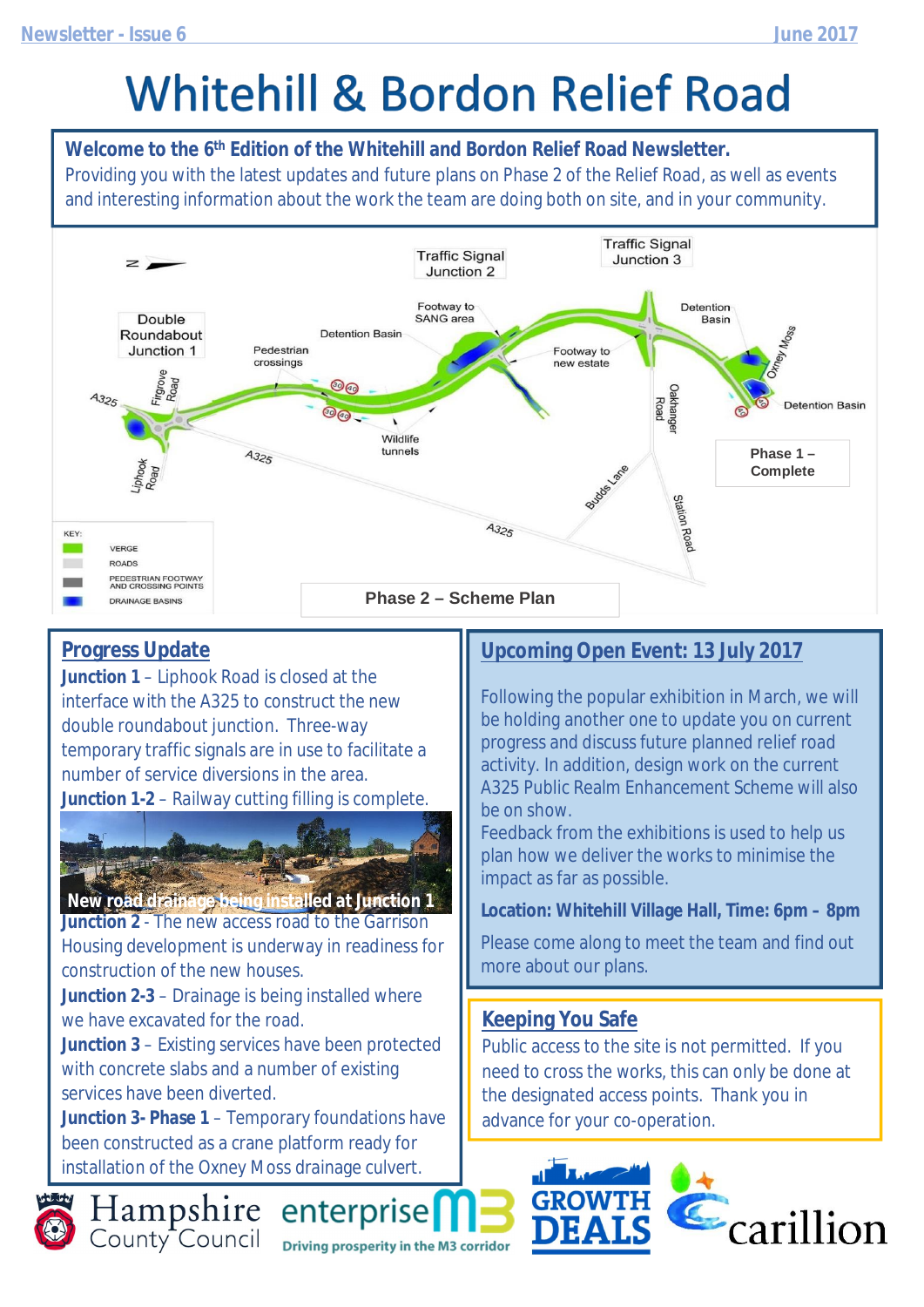# Whitehill & Bordon Relief Road

**Welcome to the 6th Edition of the Whitehill and Bordon Relief Road Newsletter.**
Providing you with the latest updates and future plans on Phase 2 of the Relief Road, as well as events and interesting information about the work the team are doing both on site, and in your community.

Phase 2 – Scheme Plan

## Progress Update

**Junction 1** – Liphook Road is closed at the interface with the A325 to construct the new double roundabout junction. Three-way temporary traffic signals are in use to facilitate a number of service diversions in the area.

**Junction 1-2** – Railway cutting filling is complete.

New road drainage being installed at Junction 1

**Junction 2** - The new access road to the Garrison Housing development is underway in readiness for construction of the new houses.

**Junction 2-3** – Drainage is being installed where we have excavated for the road.

**Junction 3** – Existing services have been protected with concrete slabs and a number of existing services have been diverted.

**Junction 3- Phase 1** – Temporary foundations have been constructed as a crane platform ready for installation of the Oxney Moss drainage culvert.

## Upcoming Open Event: 13 July 2017

Following the popular exhibition in March, we will be holding another one to update you on current progress and discuss future planned relief road activity. In addition, design work on the current A325 Public Realm Enhancement Scheme will also be on show.

Feedback from the exhibitions is used to help us plan how we deliver the works to minimise the impact as far as possible.

**Location: Whitehill Village Hall, Time: 6pm – 8pm**

Please come along to meet the team and find out more about our plans.

## Keeping You Safe

Public access to the site is not permitted. If you need to cross the works, this can only be done at the designated access points. Thank you in advance for your co-operation.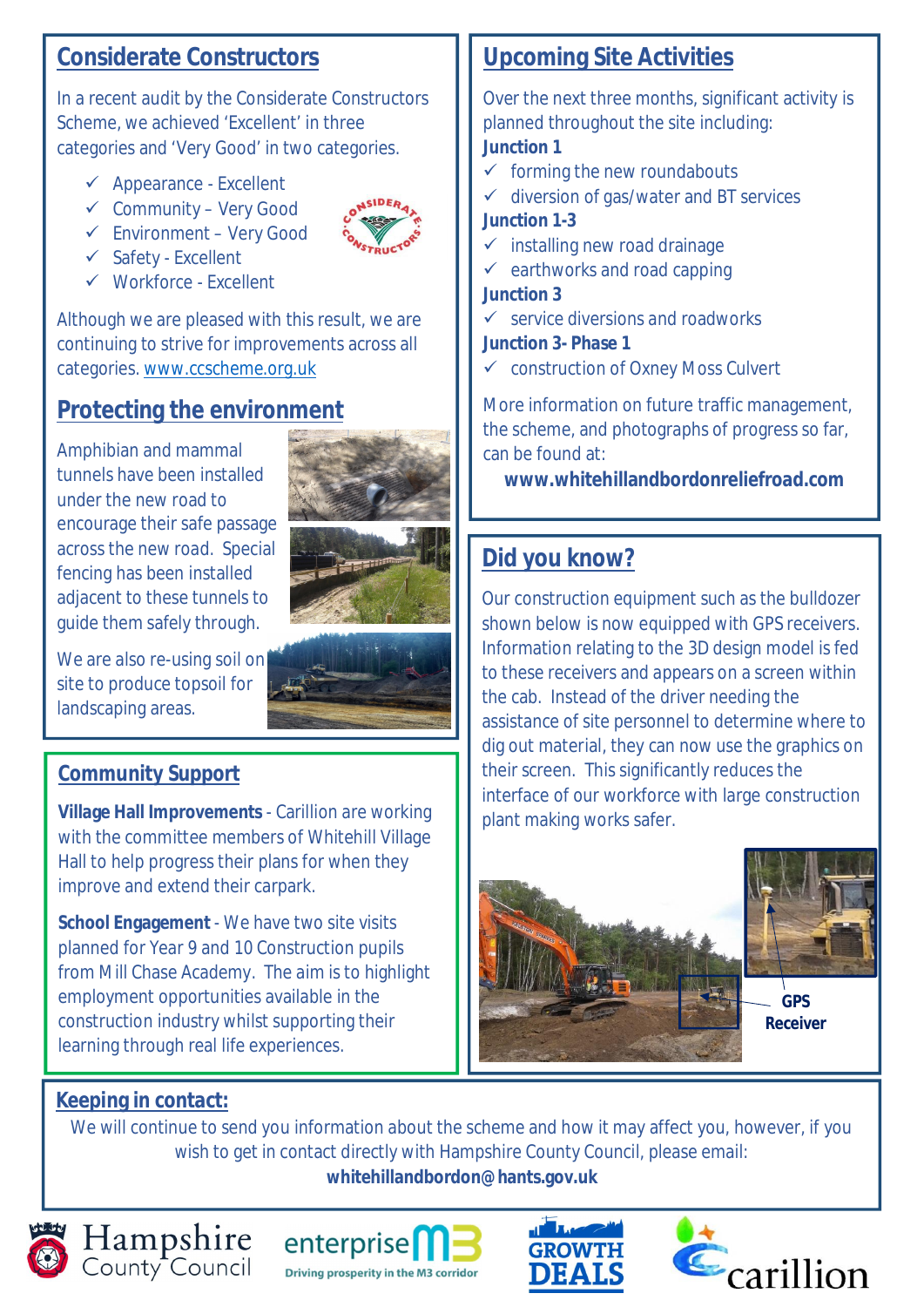## Considerate Constructors

In a recent audit by the Considerate Constructors Scheme, we achieved 'Excellent' in three categories and 'Very Good' in two categories.

- ✓ Appearance - Excellent
- ✓ Community – Very Good
- ✓ Environment – Very Good
- ✓ Safety - Excellent
- ✓ Workforce - Excellent

Although we are pleased with this result, we are continuing to strive for improvements across all categories. www.ccscheme.org.uk

## Protecting the environment

Amphibian and mammal tunnels have been installed under the new road to encourage their safe passage across the new road. Special fencing has been installed adjacent to these tunnels to guide them safely through.

We are also re-using soil on site to produce topsoil for landscaping areas.

## Community Support

**Village Hall Improvements** - Carillion are working with the committee members of Whitehill Village Hall to help progress their plans for when they improve and extend their carpark.

**School Engagement** - We have two site visits planned for Year 9 and 10 Construction pupils from Mill Chase Academy. The aim is to highlight employment opportunities available in the construction industry whilst supporting their learning through real life experiences.

## Upcoming Site Activities

Over the next three months, significant activity is planned throughout the site including:

**Junction 1**

- ✓ forming the new roundabouts
- ✓ diversion of gas/water and BT services

**Junction 1-3**

- ✓ installing new road drainage
- ✓ earthworks and road capping

**Junction 3**

- ✓ service diversions and roadworks

**Junction 3- Phase 1**

- ✓ construction of Oxney Moss Culvert

More information on future traffic management, the scheme, and photographs of progress so far, can be found at:

**www.whitehillandbordonreliefroad.com**

## Did you know?

Our construction equipment such as the bulldozer shown below is now equipped with GPS receivers. Information relating to the 3D design model is fed to these receivers and appears on a screen within the cab. Instead of the driver needing the assistance of site personnel to determine where to dig out material, they can now use the graphics on their screen. This significantly reduces the interface of our workforce with large construction plant making works safer.

**GPS Receiver**

## Keeping in contact:

We will continue to send you information about the scheme and how it may affect you, however, if you wish to get in contact directly with Hampshire County Council, please email:

**whitehillandbordon@hants.gov.uk**

Hampshire County Council | enterprise M3 Driving prosperity in the M3 corridor | GROWTH DEALS | carillion